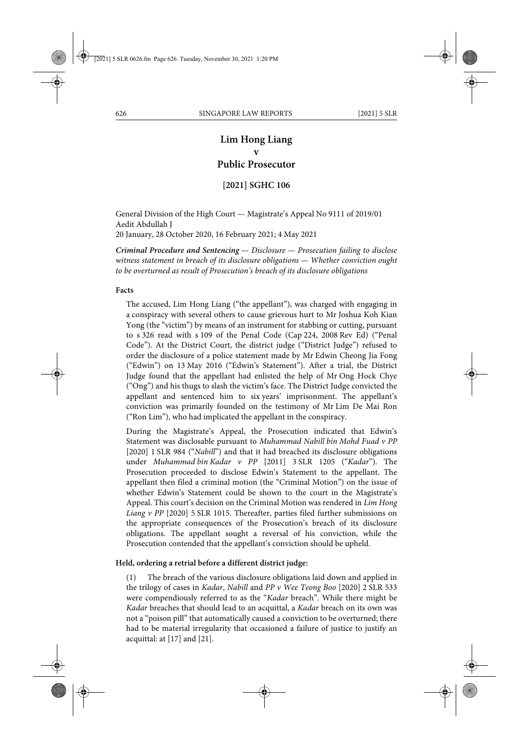# Lim Hong Liang
## v
# Public Prosecutor

**[2021] SGHC 106**

General Division of the High Court — Magistrate's Appeal No 9111 of 2019/01
Aedit Abdullah J
20 January, 28 October 2020, 16 February 2021; 4 May 2021

***Criminal Procedure and Sentencing** — Disclosure — Prosecution failing to disclose witness statement in breach of its disclosure obligations — Whether conviction ought to be overturned as result of Prosecution's breach of its disclosure obligations*

**Facts**

The accused, Lim Hong Liang ("the appellant"), was charged with engaging in a conspiracy with several others to cause grievous hurt to Mr Joshua Koh Kian Yong (the "victim") by means of an instrument for stabbing or cutting, pursuant to s 326 read with s 109 of the Penal Code (Cap 224, 2008 Rev Ed) ("Penal Code"). At the District Court, the district judge ("District Judge") refused to order the disclosure of a police statement made by Mr Edwin Cheong Jia Fong ("Edwin") on 13 May 2016 ("Edwin's Statement"). After a trial, the District Judge found that the appellant had enlisted the help of Mr Ong Hock Chye ("Ong") and his thugs to slash the victim's face. The District Judge convicted the appellant and sentenced him to six years' imprisonment. The appellant's conviction was primarily founded on the testimony of Mr Lim De Mai Ron ("Ron Lim"), who had implicated the appellant in the conspiracy.

During the Magistrate's Appeal, the Prosecution indicated that Edwin's Statement was disclosable pursuant to *Muhammad Nabill bin Mohd Fuad v PP* [2020] 1 SLR 984 ("*Nabill*") and that it had breached its disclosure obligations under *Muhammad bin Kadar v PP* [2011] 3 SLR 1205 ("*Kadar*"). The Prosecution proceeded to disclose Edwin's Statement to the appellant. The appellant then filed a criminal motion (the "Criminal Motion") on the issue of whether Edwin's Statement could be shown to the court in the Magistrate's Appeal. This court's decision on the Criminal Motion was rendered in *Lim Hong Liang v PP* [2020] 5 SLR 1015. Thereafter, parties filed further submissions on the appropriate consequences of the Prosecution's breach of its disclosure obligations. The appellant sought a reversal of his conviction, while the Prosecution contended that the appellant's conviction should be upheld.

**Held, ordering a retrial before a different district judge:**

(1) The breach of the various disclosure obligations laid down and applied in the trilogy of cases in *Kadar*, *Nabill* and *PP v Wee Teong Boo* [2020] 2 SLR 533 were compendiously referred to as the "*Kadar* breach". While there might be *Kadar* breaches that should lead to an acquittal, a *Kadar* breach on its own was not a "poison pill" that automatically caused a conviction to be overturned; there had to be material irregularity that occasioned a failure of justice to justify an acquittal: at [17] and [21].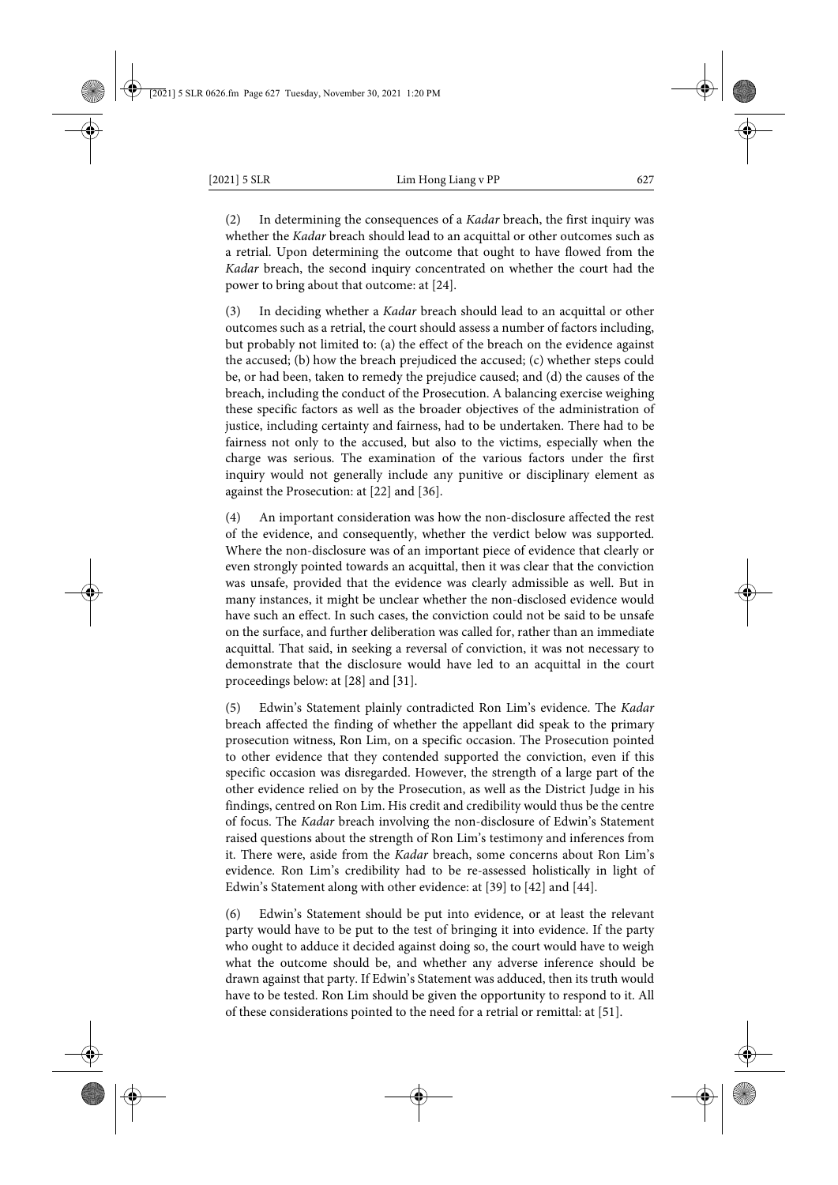(2) In determining the consequences of a *Kadar* breach, the first inquiry was whether the *Kadar* breach should lead to an acquittal or other outcomes such as a retrial. Upon determining the outcome that ought to have flowed from the *Kadar* breach, the second inquiry concentrated on whether the court had the power to bring about that outcome: at [24].

(3) In deciding whether a *Kadar* breach should lead to an acquittal or other outcomes such as a retrial, the court should assess a number of factors including, but probably not limited to: (a) the effect of the breach on the evidence against the accused; (b) how the breach prejudiced the accused; (c) whether steps could be, or had been, taken to remedy the prejudice caused; and (d) the causes of the breach, including the conduct of the Prosecution. A balancing exercise weighing these specific factors as well as the broader objectives of the administration of justice, including certainty and fairness, had to be undertaken. There had to be fairness not only to the accused, but also to the victims, especially when the charge was serious. The examination of the various factors under the first inquiry would not generally include any punitive or disciplinary element as against the Prosecution: at [22] and [36].

(4) An important consideration was how the non-disclosure affected the rest of the evidence, and consequently, whether the verdict below was supported. Where the non-disclosure was of an important piece of evidence that clearly or even strongly pointed towards an acquittal, then it was clear that the conviction was unsafe, provided that the evidence was clearly admissible as well. But in many instances, it might be unclear whether the non-disclosed evidence would have such an effect. In such cases, the conviction could not be said to be unsafe on the surface, and further deliberation was called for, rather than an immediate acquittal. That said, in seeking a reversal of conviction, it was not necessary to demonstrate that the disclosure would have led to an acquittal in the court proceedings below: at [28] and [31].

(5) Edwin's Statement plainly contradicted Ron Lim's evidence. The *Kadar* breach affected the finding of whether the appellant did speak to the primary prosecution witness, Ron Lim, on a specific occasion. The Prosecution pointed to other evidence that they contended supported the conviction, even if this specific occasion was disregarded. However, the strength of a large part of the other evidence relied on by the Prosecution, as well as the District Judge in his findings, centred on Ron Lim. His credit and credibility would thus be the centre of focus. The *Kadar* breach involving the non-disclosure of Edwin's Statement raised questions about the strength of Ron Lim's testimony and inferences from it. There were, aside from the *Kadar* breach, some concerns about Ron Lim's evidence. Ron Lim's credibility had to be re-assessed holistically in light of Edwin's Statement along with other evidence: at [39] to [42] and [44].

(6) Edwin's Statement should be put into evidence, or at least the relevant party would have to be put to the test of bringing it into evidence. If the party who ought to adduce it decided against doing so, the court would have to weigh what the outcome should be, and whether any adverse inference should be drawn against that party. If Edwin's Statement was adduced, then its truth would have to be tested. Ron Lim should be given the opportunity to respond to it. All of these considerations pointed to the need for a retrial or remittal: at [51].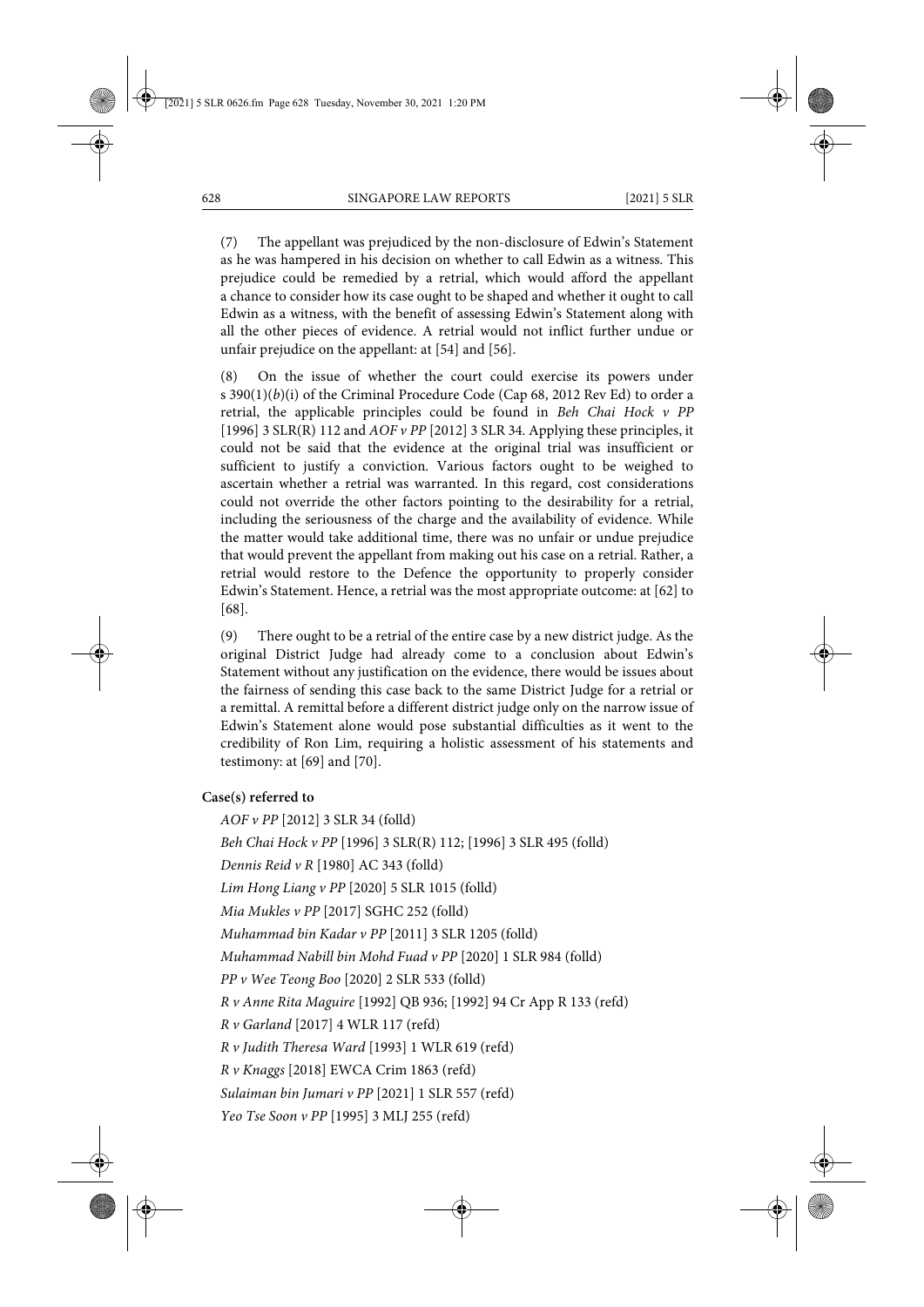(7) The appellant was prejudiced by the non-disclosure of Edwin's Statement as he was hampered in his decision on whether to call Edwin as a witness. This prejudice could be remedied by a retrial, which would afford the appellant a chance to consider how its case ought to be shaped and whether it ought to call Edwin as a witness, with the benefit of assessing Edwin's Statement along with all the other pieces of evidence. A retrial would not inflict further undue or unfair prejudice on the appellant: at [54] and [56].

(8) On the issue of whether the court could exercise its powers under s 390(1)(*b*)(i) of the Criminal Procedure Code (Cap 68, 2012 Rev Ed) to order a retrial, the applicable principles could be found in *Beh Chai Hock v PP* [1996] 3 SLR(R) 112 and *AOF v PP* [2012] 3 SLR 34. Applying these principles, it could not be said that the evidence at the original trial was insufficient or sufficient to justify a conviction. Various factors ought to be weighed to ascertain whether a retrial was warranted. In this regard, cost considerations could not override the other factors pointing to the desirability for a retrial, including the seriousness of the charge and the availability of evidence. While the matter would take additional time, there was no unfair or undue prejudice that would prevent the appellant from making out his case on a retrial. Rather, a retrial would restore to the Defence the opportunity to properly consider Edwin's Statement. Hence, a retrial was the most appropriate outcome: at [62] to [68].

(9) There ought to be a retrial of the entire case by a new district judge. As the original District Judge had already come to a conclusion about Edwin's Statement without any justification on the evidence, there would be issues about the fairness of sending this case back to the same District Judge for a retrial or a remittal. A remittal before a different district judge only on the narrow issue of Edwin's Statement alone would pose substantial difficulties as it went to the credibility of Ron Lim, requiring a holistic assessment of his statements and testimony: at [69] and [70].

**Case(s) referred to**

*AOF v PP* [2012] 3 SLR 34 (folld)

*Beh Chai Hock v PP* [1996] 3 SLR(R) 112; [1996] 3 SLR 495 (folld)

*Dennis Reid v R* [1980] AC 343 (folld)

*Lim Hong Liang v PP* [2020] 5 SLR 1015 (folld)

*Mia Mukles v PP* [2017] SGHC 252 (folld)

*Muhammad bin Kadar v PP* [2011] 3 SLR 1205 (folld)

*Muhammad Nabill bin Mohd Fuad v PP* [2020] 1 SLR 984 (folld)

*PP v Wee Teong Boo* [2020] 2 SLR 533 (folld)

*R v Anne Rita Maguire* [1992] QB 936; [1992] 94 Cr App R 133 (refd)

*R v Garland* [2017] 4 WLR 117 (refd)

*R v Judith Theresa Ward* [1993] 1 WLR 619 (refd)

*R v Knaggs* [2018] EWCA Crim 1863 (refd)

*Sulaiman bin Jumari v PP* [2021] 1 SLR 557 (refd)

*Yeo Tse Soon v PP* [1995] 3 MLJ 255 (refd)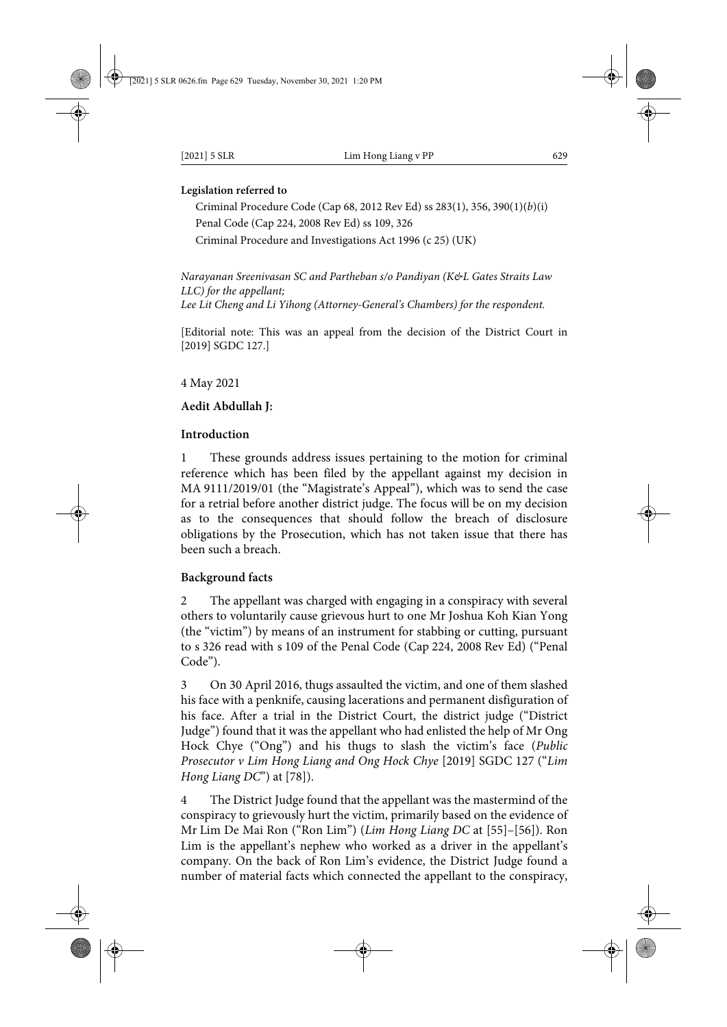**Legislation referred to**

Criminal Procedure Code (Cap 68, 2012 Rev Ed) ss 283(1), 356, 390(1)(*b*)(i)

Penal Code (Cap 224, 2008 Rev Ed) ss 109, 326

Criminal Procedure and Investigations Act 1996 (c 25) (UK)

*Narayanan Sreenivasan SC and Partheban s/o Pandiyan (K&L Gates Straits Law LLC) for the appellant;*
*Lee Lit Cheng and Li Yihong (Attorney-General's Chambers) for the respondent.*

[Editorial note: This was an appeal from the decision of the District Court in [2019] SGDC 127.]

4 May 2021

**Aedit Abdullah J:**

**Introduction**

1 These grounds address issues pertaining to the motion for criminal reference which has been filed by the appellant against my decision in MA 9111/2019/01 (the "Magistrate's Appeal"), which was to send the case for a retrial before another district judge. The focus will be on my decision as to the consequences that should follow the breach of disclosure obligations by the Prosecution, which has not taken issue that there has been such a breach.

**Background facts**

2 The appellant was charged with engaging in a conspiracy with several others to voluntarily cause grievous hurt to one Mr Joshua Koh Kian Yong (the "victim") by means of an instrument for stabbing or cutting, pursuant to s 326 read with s 109 of the Penal Code (Cap 224, 2008 Rev Ed) ("Penal Code").

3 On 30 April 2016, thugs assaulted the victim, and one of them slashed his face with a penknife, causing lacerations and permanent disfiguration of his face. After a trial in the District Court, the district judge ("District Judge") found that it was the appellant who had enlisted the help of Mr Ong Hock Chye ("Ong") and his thugs to slash the victim's face (*Public Prosecutor v Lim Hong Liang and Ong Hock Chye* [2019] SGDC 127 ("*Lim Hong Liang DC*") at [78]).

4 The District Judge found that the appellant was the mastermind of the conspiracy to grievously hurt the victim, primarily based on the evidence of Mr Lim De Mai Ron ("Ron Lim") (*Lim Hong Liang DC* at [55]–[56]). Ron Lim is the appellant's nephew who worked as a driver in the appellant's company. On the back of Ron Lim's evidence, the District Judge found a number of material facts which connected the appellant to the conspiracy,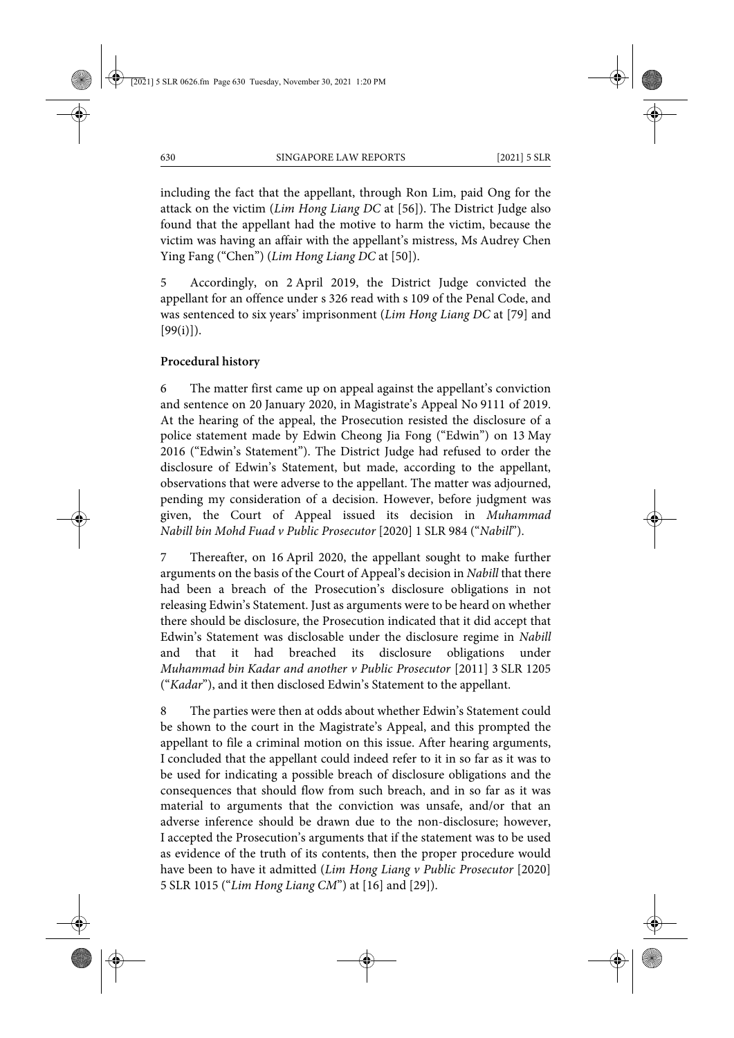including the fact that the appellant, through Ron Lim, paid Ong for the attack on the victim (*Lim Hong Liang DC* at [56]). The District Judge also found that the appellant had the motive to harm the victim, because the victim was having an affair with the appellant's mistress, Ms Audrey Chen Ying Fang ("Chen") (*Lim Hong Liang DC* at [50]).

5 Accordingly, on 2 April 2019, the District Judge convicted the appellant for an offence under s 326 read with s 109 of the Penal Code, and was sentenced to six years' imprisonment (*Lim Hong Liang DC* at [79] and [99(i)]).

**Procedural history**

6 The matter first came up on appeal against the appellant's conviction and sentence on 20 January 2020, in Magistrate's Appeal No 9111 of 2019. At the hearing of the appeal, the Prosecution resisted the disclosure of a police statement made by Edwin Cheong Jia Fong ("Edwin") on 13 May 2016 ("Edwin's Statement"). The District Judge had refused to order the disclosure of Edwin's Statement, but made, according to the appellant, observations that were adverse to the appellant. The matter was adjourned, pending my consideration of a decision. However, before judgment was given, the Court of Appeal issued its decision in *Muhammad Nabill bin Mohd Fuad v Public Prosecutor* [2020] 1 SLR 984 ("*Nabill*").

7 Thereafter, on 16 April 2020, the appellant sought to make further arguments on the basis of the Court of Appeal's decision in *Nabill* that there had been a breach of the Prosecution's disclosure obligations in not releasing Edwin's Statement. Just as arguments were to be heard on whether there should be disclosure, the Prosecution indicated that it did accept that Edwin's Statement was disclosable under the disclosure regime in *Nabill* and that it had breached its disclosure obligations under *Muhammad bin Kadar and another v Public Prosecutor* [2011] 3 SLR 1205 ("*Kadar*"), and it then disclosed Edwin's Statement to the appellant.

8 The parties were then at odds about whether Edwin's Statement could be shown to the court in the Magistrate's Appeal, and this prompted the appellant to file a criminal motion on this issue. After hearing arguments, I concluded that the appellant could indeed refer to it in so far as it was to be used for indicating a possible breach of disclosure obligations and the consequences that should flow from such breach, and in so far as it was material to arguments that the conviction was unsafe, and/or that an adverse inference should be drawn due to the non-disclosure; however, I accepted the Prosecution's arguments that if the statement was to be used as evidence of the truth of its contents, then the proper procedure would have been to have it admitted (*Lim Hong Liang v Public Prosecutor* [2020] 5 SLR 1015 ("*Lim Hong Liang CM*") at [16] and [29]).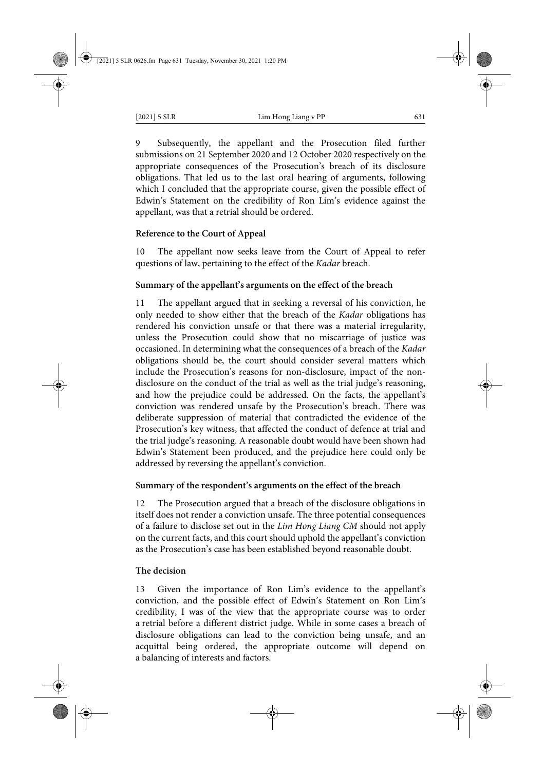9 Subsequently, the appellant and the Prosecution filed further submissions on 21 September 2020 and 12 October 2020 respectively on the appropriate consequences of the Prosecution's breach of its disclosure obligations. That led us to the last oral hearing of arguments, following which I concluded that the appropriate course, given the possible effect of Edwin's Statement on the credibility of Ron Lim's evidence against the appellant, was that a retrial should be ordered.

**Reference to the Court of Appeal**

10 The appellant now seeks leave from the Court of Appeal to refer questions of law, pertaining to the effect of the *Kadar* breach.

**Summary of the appellant's arguments on the effect of the breach**

11 The appellant argued that in seeking a reversal of his conviction, he only needed to show either that the breach of the *Kadar* obligations has rendered his conviction unsafe or that there was a material irregularity, unless the Prosecution could show that no miscarriage of justice was occasioned. In determining what the consequences of a breach of the *Kadar* obligations should be, the court should consider several matters which include the Prosecution's reasons for non-disclosure, impact of the non-disclosure on the conduct of the trial as well as the trial judge's reasoning, and how the prejudice could be addressed. On the facts, the appellant's conviction was rendered unsafe by the Prosecution's breach. There was deliberate suppression of material that contradicted the evidence of the Prosecution's key witness, that affected the conduct of defence at trial and the trial judge's reasoning. A reasonable doubt would have been shown had Edwin's Statement been produced, and the prejudice here could only be addressed by reversing the appellant's conviction.

**Summary of the respondent's arguments on the effect of the breach**

12 The Prosecution argued that a breach of the disclosure obligations in itself does not render a conviction unsafe. The three potential consequences of a failure to disclose set out in the *Lim Hong Liang CM* should not apply on the current facts, and this court should uphold the appellant's conviction as the Prosecution's case has been established beyond reasonable doubt.

**The decision**

13 Given the importance of Ron Lim's evidence to the appellant's conviction, and the possible effect of Edwin's Statement on Ron Lim's credibility, I was of the view that the appropriate course was to order a retrial before a different district judge. While in some cases a breach of disclosure obligations can lead to the conviction being unsafe, and an acquittal being ordered, the appropriate outcome will depend on a balancing of interests and factors.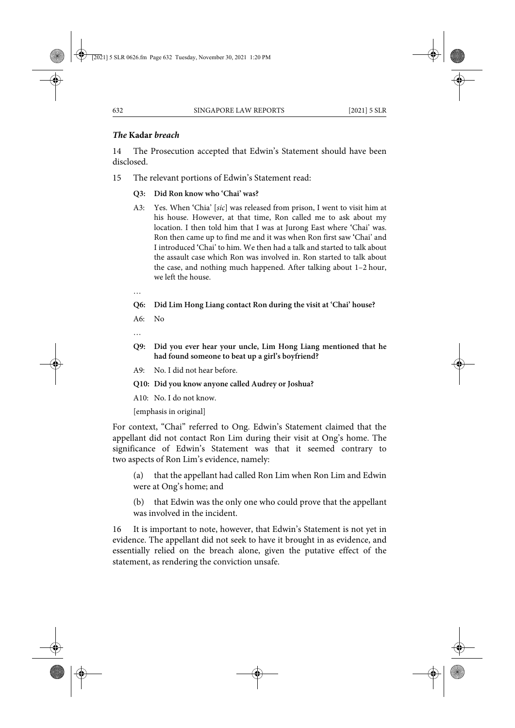### *The* **Kadar** *breach*

14 The Prosecution accepted that Edwin's Statement should have been disclosed.

15 The relevant portions of Edwin's Statement read:

> **Q3: Did Ron know who 'Chai' was?**
>
> A3: Yes. When 'Chia' [*sic*] was released from prison, I went to visit him at his house. However, at that time, Ron called me to ask about my location. I then told him that I was at Jurong East where 'Chai' was. Ron then came up to find me and it was when Ron first saw 'Chai' and I introduced 'Chai' to him. We then had a talk and started to talk about the assault case which Ron was involved in. Ron started to talk about the case, and nothing much happened. After talking about 1–2 hour, we left the house.
>
> …
>
> **Q6: Did Lim Hong Liang contact Ron during the visit at 'Chai' house?**
>
> A6: No
>
> …
>
> **Q9: Did you ever hear your uncle, Lim Hong Liang mentioned that he had found someone to beat up a girl's boyfriend?**
>
> A9: No. I did not hear before.
>
> **Q10: Did you know anyone called Audrey or Joshua?**
>
> A10: No. I do not know.
>
> [emphasis in original]

For context, "Chai" referred to Ong. Edwin's Statement claimed that the appellant did not contact Ron Lim during their visit at Ong's home. The significance of Edwin's Statement was that it seemed contrary to two aspects of Ron Lim's evidence, namely:

> (a) that the appellant had called Ron Lim when Ron Lim and Edwin were at Ong's home; and
>
> (b) that Edwin was the only one who could prove that the appellant was involved in the incident.

16 It is important to note, however, that Edwin's Statement is not yet in evidence. The appellant did not seek to have it brought in as evidence, and essentially relied on the breach alone, given the putative effect of the statement, as rendering the conviction unsafe.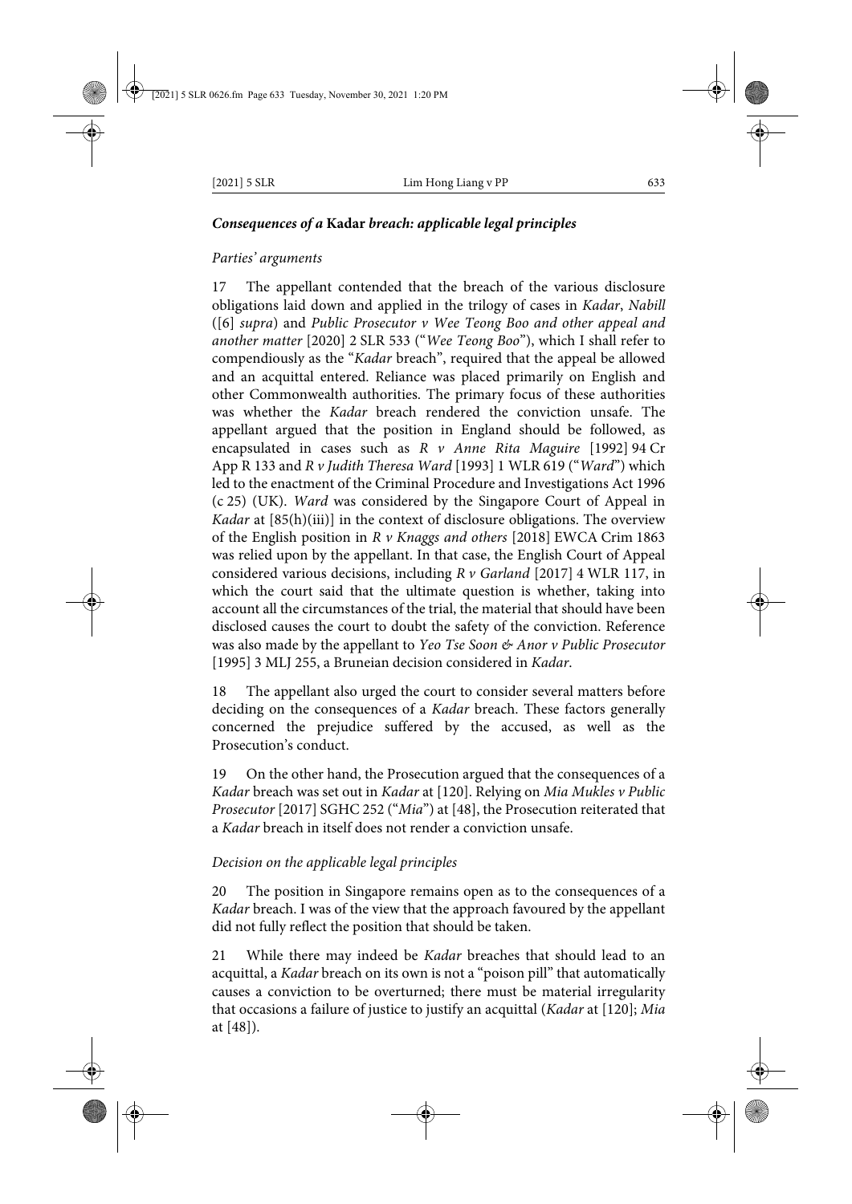### *Consequences of a* **Kadar** *breach: applicable legal principles*

*Parties' arguments*

17 The appellant contended that the breach of the various disclosure obligations laid down and applied in the trilogy of cases in *Kadar*, *Nabill* ([6] *supra*) and *Public Prosecutor v Wee Teong Boo and other appeal and another matter* [2020] 2 SLR 533 ("*Wee Teong Boo*"), which I shall refer to compendiously as the "*Kadar* breach", required that the appeal be allowed and an acquittal entered. Reliance was placed primarily on English and other Commonwealth authorities. The primary focus of these authorities was whether the *Kadar* breach rendered the conviction unsafe. The appellant argued that the position in England should be followed, as encapsulated in cases such as *R v Anne Rita Maguire* [1992] 94 Cr App R 133 and *R v Judith Theresa Ward* [1993] 1 WLR 619 ("*Ward*") which led to the enactment of the Criminal Procedure and Investigations Act 1996 (c 25) (UK). *Ward* was considered by the Singapore Court of Appeal in *Kadar* at [85(h)(iii)] in the context of disclosure obligations. The overview of the English position in *R v Knaggs and others* [2018] EWCA Crim 1863 was relied upon by the appellant. In that case, the English Court of Appeal considered various decisions, including *R v Garland* [2017] 4 WLR 117, in which the court said that the ultimate question is whether, taking into account all the circumstances of the trial, the material that should have been disclosed causes the court to doubt the safety of the conviction. Reference was also made by the appellant to *Yeo Tse Soon & Anor v Public Prosecutor* [1995] 3 MLJ 255, a Bruneian decision considered in *Kadar*.

18 The appellant also urged the court to consider several matters before deciding on the consequences of a *Kadar* breach. These factors generally concerned the prejudice suffered by the accused, as well as the Prosecution's conduct.

19 On the other hand, the Prosecution argued that the consequences of a *Kadar* breach was set out in *Kadar* at [120]. Relying on *Mia Mukles v Public Prosecutor* [2017] SGHC 252 ("*Mia*") at [48], the Prosecution reiterated that a *Kadar* breach in itself does not render a conviction unsafe.

*Decision on the applicable legal principles*

20 The position in Singapore remains open as to the consequences of a *Kadar* breach. I was of the view that the approach favoured by the appellant did not fully reflect the position that should be taken.

21 While there may indeed be *Kadar* breaches that should lead to an acquittal, a *Kadar* breach on its own is not a "poison pill" that automatically causes a conviction to be overturned; there must be material irregularity that occasions a failure of justice to justify an acquittal (*Kadar* at [120]; *Mia* at [48]).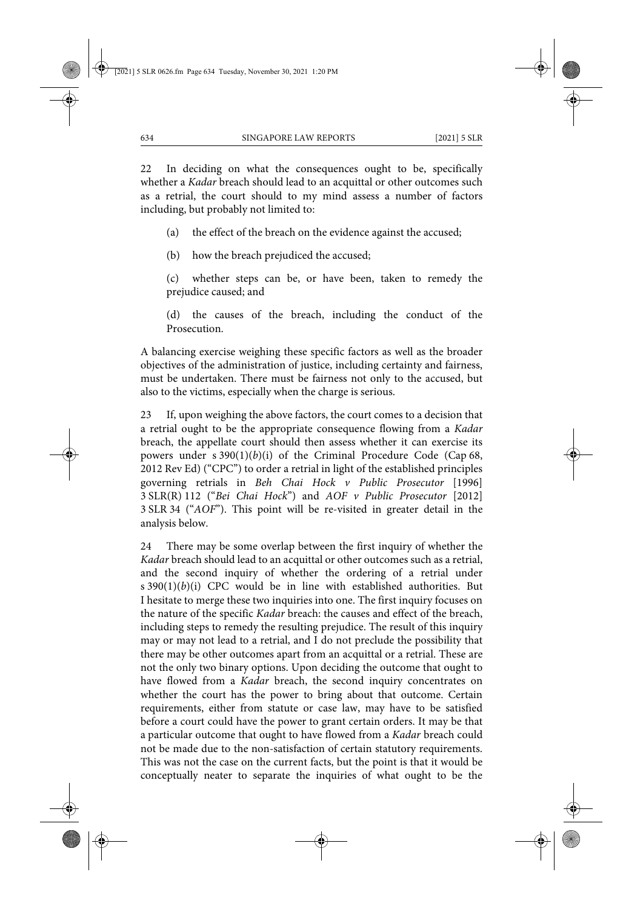22 In deciding on what the consequences ought to be, specifically whether a *Kadar* breach should lead to an acquittal or other outcomes such as a retrial, the court should to my mind assess a number of factors including, but probably not limited to:

(a) the effect of the breach on the evidence against the accused;

(b) how the breach prejudiced the accused;

(c) whether steps can be, or have been, taken to remedy the prejudice caused; and

(d) the causes of the breach, including the conduct of the Prosecution.

A balancing exercise weighing these specific factors as well as the broader objectives of the administration of justice, including certainty and fairness, must be undertaken. There must be fairness not only to the accused, but also to the victims, especially when the charge is serious.

23 If, upon weighing the above factors, the court comes to a decision that a retrial ought to be the appropriate consequence flowing from a *Kadar* breach, the appellate court should then assess whether it can exercise its powers under s 390(1)(*b*)(i) of the Criminal Procedure Code (Cap 68, 2012 Rev Ed) ("CPC") to order a retrial in light of the established principles governing retrials in *Beh Chai Hock v Public Prosecutor* [1996] 3 SLR(R) 112 ("*Bei Chai Hock*") and *AOF v Public Prosecutor* [2012] 3 SLR 34 ("*AOF*"). This point will be re-visited in greater detail in the analysis below.

24 There may be some overlap between the first inquiry of whether the *Kadar* breach should lead to an acquittal or other outcomes such as a retrial, and the second inquiry of whether the ordering of a retrial under s 390(1)(*b*)(i) CPC would be in line with established authorities. But I hesitate to merge these two inquiries into one. The first inquiry focuses on the nature of the specific *Kadar* breach: the causes and effect of the breach, including steps to remedy the resulting prejudice. The result of this inquiry may or may not lead to a retrial, and I do not preclude the possibility that there may be other outcomes apart from an acquittal or a retrial. These are not the only two binary options. Upon deciding the outcome that ought to have flowed from a *Kadar* breach, the second inquiry concentrates on whether the court has the power to bring about that outcome. Certain requirements, either from statute or case law, may have to be satisfied before a court could have the power to grant certain orders. It may be that a particular outcome that ought to have flowed from a *Kadar* breach could not be made due to the non-satisfaction of certain statutory requirements. This was not the case on the current facts, but the point is that it would be conceptually neater to separate the inquiries of what ought to be the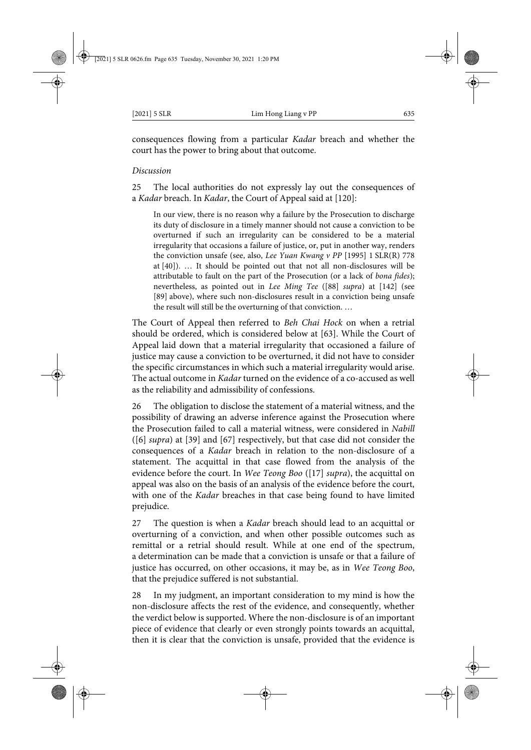consequences flowing from a particular *Kadar* breach and whether the court has the power to bring about that outcome.

*Discussion*

25 The local authorities do not expressly lay out the consequences of a *Kadar* breach. In *Kadar*, the Court of Appeal said at [120]:

> In our view, there is no reason why a failure by the Prosecution to discharge its duty of disclosure in a timely manner should not cause a conviction to be overturned if such an irregularity can be considered to be a material irregularity that occasions a failure of justice, or, put in another way, renders the conviction unsafe (see, also, *Lee Yuan Kwang v PP* [1995] 1 SLR(R) 778 at [40]). … It should be pointed out that not all non-disclosures will be attributable to fault on the part of the Prosecution (or a lack of *bona fides*); nevertheless, as pointed out in *Lee Ming Tee* ([88] *supra*) at [142] (see [89] above), where such non-disclosures result in a conviction being unsafe the result will still be the overturning of that conviction. …

The Court of Appeal then referred to *Beh Chai Hock* on when a retrial should be ordered, which is considered below at [63]. While the Court of Appeal laid down that a material irregularity that occasioned a failure of justice may cause a conviction to be overturned, it did not have to consider the specific circumstances in which such a material irregularity would arise. The actual outcome in *Kadar* turned on the evidence of a co-accused as well as the reliability and admissibility of confessions.

26 The obligation to disclose the statement of a material witness, and the possibility of drawing an adverse inference against the Prosecution where the Prosecution failed to call a material witness, were considered in *Nabill* ([6] *supra*) at [39] and [67] respectively, but that case did not consider the consequences of a *Kadar* breach in relation to the non-disclosure of a statement. The acquittal in that case flowed from the analysis of the evidence before the court. In *Wee Teong Boo* ([17] *supra*), the acquittal on appeal was also on the basis of an analysis of the evidence before the court, with one of the *Kadar* breaches in that case being found to have limited prejudice.

27 The question is when a *Kadar* breach should lead to an acquittal or overturning of a conviction, and when other possible outcomes such as remittal or a retrial should result. While at one end of the spectrum, a determination can be made that a conviction is unsafe or that a failure of justice has occurred, on other occasions, it may be, as in *Wee Teong Boo*, that the prejudice suffered is not substantial.

28 In my judgment, an important consideration to my mind is how the non-disclosure affects the rest of the evidence, and consequently, whether the verdict below is supported. Where the non-disclosure is of an important piece of evidence that clearly or even strongly points towards an acquittal, then it is clear that the conviction is unsafe, provided that the evidence is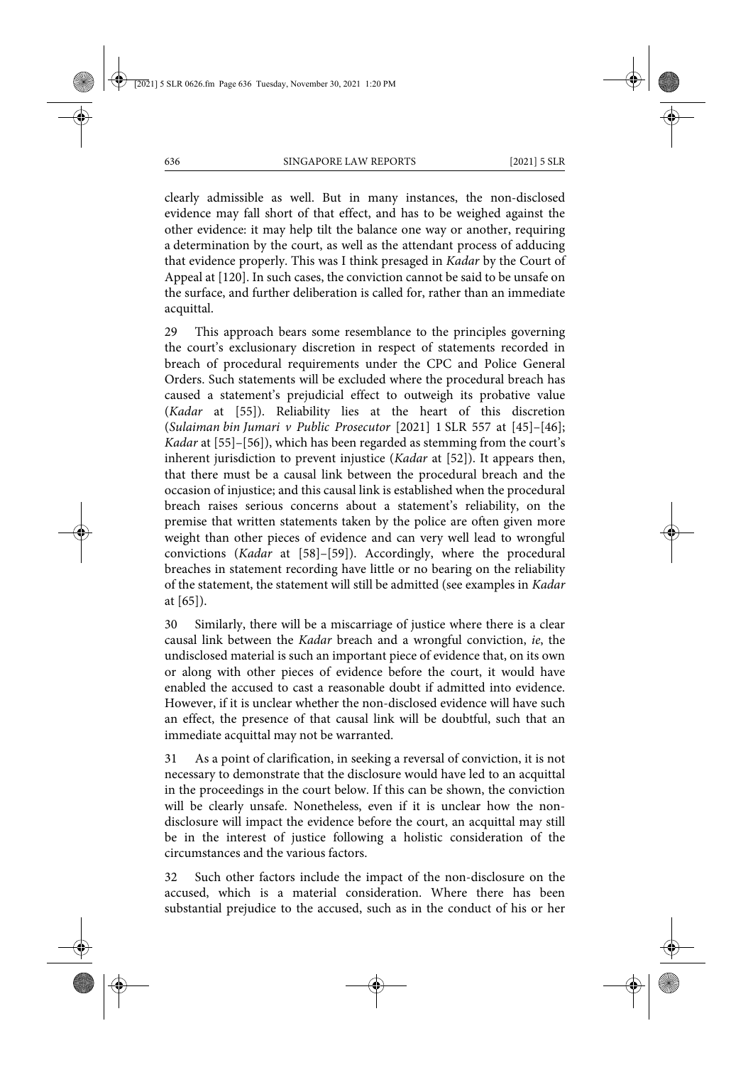clearly admissible as well. But in many instances, the non-disclosed evidence may fall short of that effect, and has to be weighed against the other evidence: it may help tilt the balance one way or another, requiring a determination by the court, as well as the attendant process of adducing that evidence properly. This was I think presaged in *Kadar* by the Court of Appeal at [120]. In such cases, the conviction cannot be said to be unsafe on the surface, and further deliberation is called for, rather than an immediate acquittal.

29 This approach bears some resemblance to the principles governing the court's exclusionary discretion in respect of statements recorded in breach of procedural requirements under the CPC and Police General Orders. Such statements will be excluded where the procedural breach has caused a statement's prejudicial effect to outweigh its probative value (*Kadar* at [55]). Reliability lies at the heart of this discretion (*Sulaiman bin Jumari v Public Prosecutor* [2021] 1 SLR 557 at [45]–[46]; *Kadar* at [55]–[56]), which has been regarded as stemming from the court's inherent jurisdiction to prevent injustice (*Kadar* at [52]). It appears then, that there must be a causal link between the procedural breach and the occasion of injustice; and this causal link is established when the procedural breach raises serious concerns about a statement's reliability, on the premise that written statements taken by the police are often given more weight than other pieces of evidence and can very well lead to wrongful convictions (*Kadar* at [58]–[59]). Accordingly, where the procedural breaches in statement recording have little or no bearing on the reliability of the statement, the statement will still be admitted (see examples in *Kadar* at [65]).

30 Similarly, there will be a miscarriage of justice where there is a clear causal link between the *Kadar* breach and a wrongful conviction, *ie*, the undisclosed material is such an important piece of evidence that, on its own or along with other pieces of evidence before the court, it would have enabled the accused to cast a reasonable doubt if admitted into evidence. However, if it is unclear whether the non-disclosed evidence will have such an effect, the presence of that causal link will be doubtful, such that an immediate acquittal may not be warranted.

31 As a point of clarification, in seeking a reversal of conviction, it is not necessary to demonstrate that the disclosure would have led to an acquittal in the proceedings in the court below. If this can be shown, the conviction will be clearly unsafe. Nonetheless, even if it is unclear how the non-disclosure will impact the evidence before the court, an acquittal may still be in the interest of justice following a holistic consideration of the circumstances and the various factors.

32 Such other factors include the impact of the non-disclosure on the accused, which is a material consideration. Where there has been substantial prejudice to the accused, such as in the conduct of his or her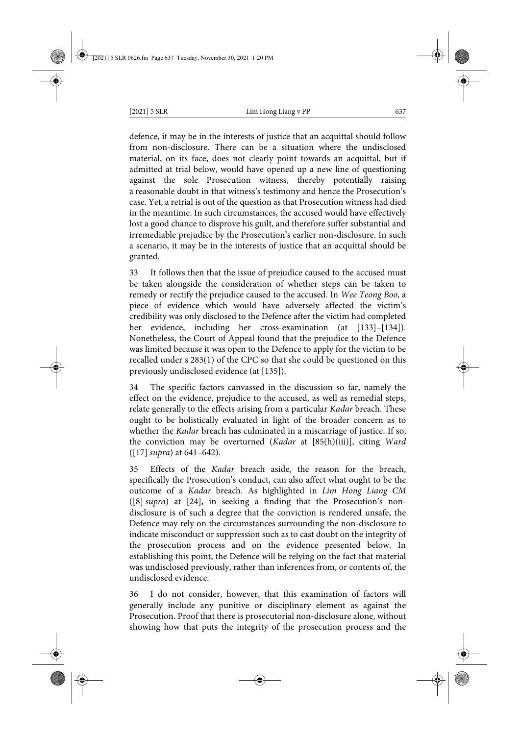defence, it may be in the interests of justice that an acquittal should follow from non-disclosure. There can be a situation where the undisclosed material, on its face, does not clearly point towards an acquittal, but if admitted at trial below, would have opened up a new line of questioning against the sole Prosecution witness, thereby potentially raising a reasonable doubt in that witness's testimony and hence the Prosecution's case. Yet, a retrial is out of the question as that Prosecution witness had died in the meantime. In such circumstances, the accused would have effectively lost a good chance to disprove his guilt, and therefore suffer substantial and irremediable prejudice by the Prosecution's earlier non-disclosure. In such a scenario, it may be in the interests of justice that an acquittal should be granted.

33 It follows then that the issue of prejudice caused to the accused must be taken alongside the consideration of whether steps can be taken to remedy or rectify the prejudice caused to the accused. In *Wee Teong Boo*, a piece of evidence which would have adversely affected the victim's credibility was only disclosed to the Defence after the victim had completed her evidence, including her cross-examination (at [133]–[134]). Nonetheless, the Court of Appeal found that the prejudice to the Defence was limited because it was open to the Defence to apply for the victim to be recalled under s 283(1) of the CPC so that she could be questioned on this previously undisclosed evidence (at [135]).

34 The specific factors canvassed in the discussion so far, namely the effect on the evidence, prejudice to the accused, as well as remedial steps, relate generally to the effects arising from a particular *Kadar* breach. These ought to be holistically evaluated in light of the broader concern as to whether the *Kadar* breach has culminated in a miscarriage of justice. If so, the conviction may be overturned (*Kadar* at [85(h)(iii)], citing *Ward* ([17] *supra*) at 641–642).

35 Effects of the *Kadar* breach aside, the reason for the breach, specifically the Prosecution's conduct, can also affect what ought to be the outcome of a *Kadar* breach. As highlighted in *Lim Hong Liang CM* ([8] *supra*) at [24], in seeking a finding that the Prosecution's non-disclosure is of such a degree that the conviction is rendered unsafe, the Defence may rely on the circumstances surrounding the non-disclosure to indicate misconduct or suppression such as to cast doubt on the integrity of the prosecution process and on the evidence presented below. In establishing this point, the Defence will be relying on the fact that material was undisclosed previously, rather than inferences from, or contents of, the undisclosed evidence.

36 I do not consider, however, that this examination of factors will generally include any punitive or disciplinary element as against the Prosecution. Proof that there is prosecutorial non-disclosure alone, without showing how that puts the integrity of the prosecution process and the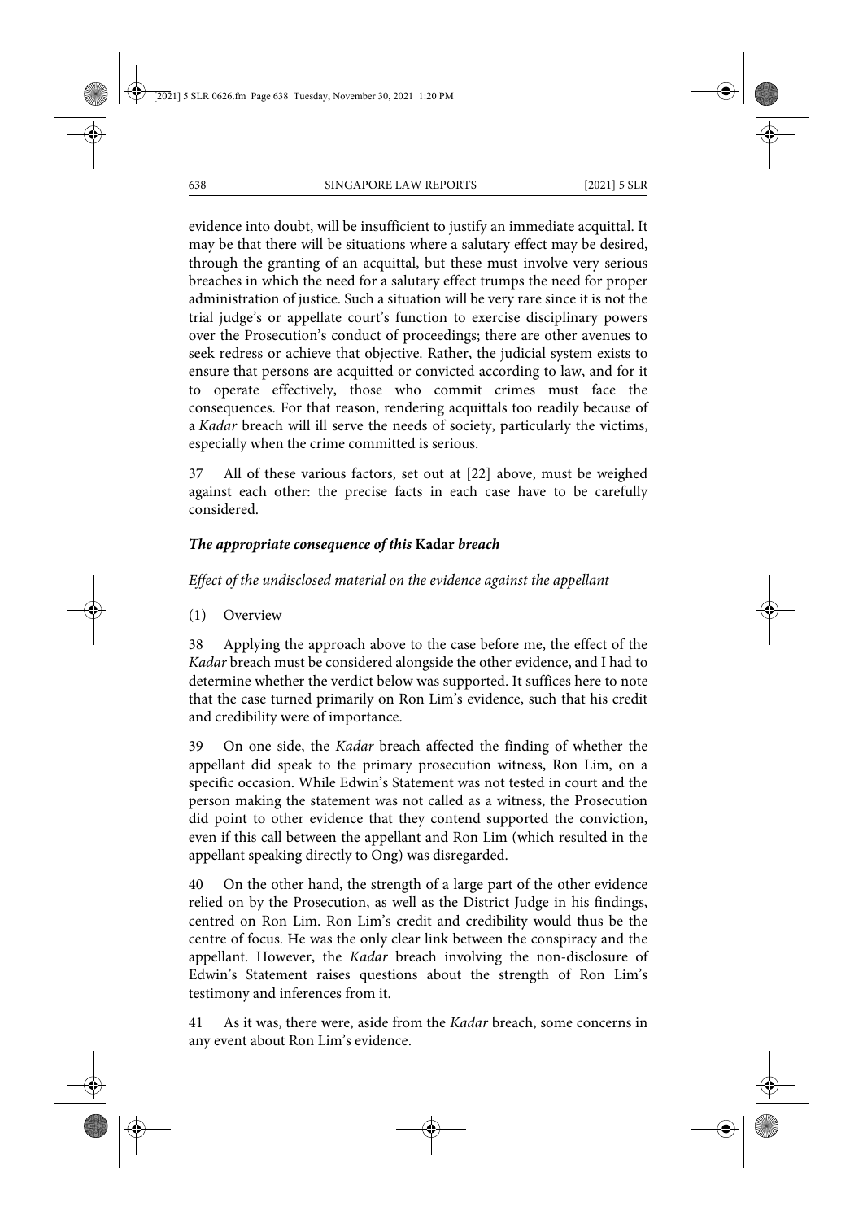evidence into doubt, will be insufficient to justify an immediate acquittal. It may be that there will be situations where a salutary effect may be desired, through the granting of an acquittal, but these must involve very serious breaches in which the need for a salutary effect trumps the need for proper administration of justice. Such a situation will be very rare since it is not the trial judge's or appellate court's function to exercise disciplinary powers over the Prosecution's conduct of proceedings; there are other avenues to seek redress or achieve that objective. Rather, the judicial system exists to ensure that persons are acquitted or convicted according to law, and for it to operate effectively, those who commit crimes must face the consequences. For that reason, rendering acquittals too readily because of a *Kadar* breach will ill serve the needs of society, particularly the victims, especially when the crime committed is serious.

37 All of these various factors, set out at [22] above, must be weighed against each other: the precise facts in each case have to be carefully considered.

### *The appropriate consequence of this* **Kadar** *breach*

*Effect of the undisclosed material on the evidence against the appellant*

(1) Overview

38 Applying the approach above to the case before me, the effect of the *Kadar* breach must be considered alongside the other evidence, and I had to determine whether the verdict below was supported. It suffices here to note that the case turned primarily on Ron Lim's evidence, such that his credit and credibility were of importance.

39 On one side, the *Kadar* breach affected the finding of whether the appellant did speak to the primary prosecution witness, Ron Lim, on a specific occasion. While Edwin's Statement was not tested in court and the person making the statement was not called as a witness, the Prosecution did point to other evidence that they contend supported the conviction, even if this call between the appellant and Ron Lim (which resulted in the appellant speaking directly to Ong) was disregarded.

40 On the other hand, the strength of a large part of the other evidence relied on by the Prosecution, as well as the District Judge in his findings, centred on Ron Lim. Ron Lim's credit and credibility would thus be the centre of focus. He was the only clear link between the conspiracy and the appellant. However, the *Kadar* breach involving the non-disclosure of Edwin's Statement raises questions about the strength of Ron Lim's testimony and inferences from it.

41 As it was, there were, aside from the *Kadar* breach, some concerns in any event about Ron Lim's evidence.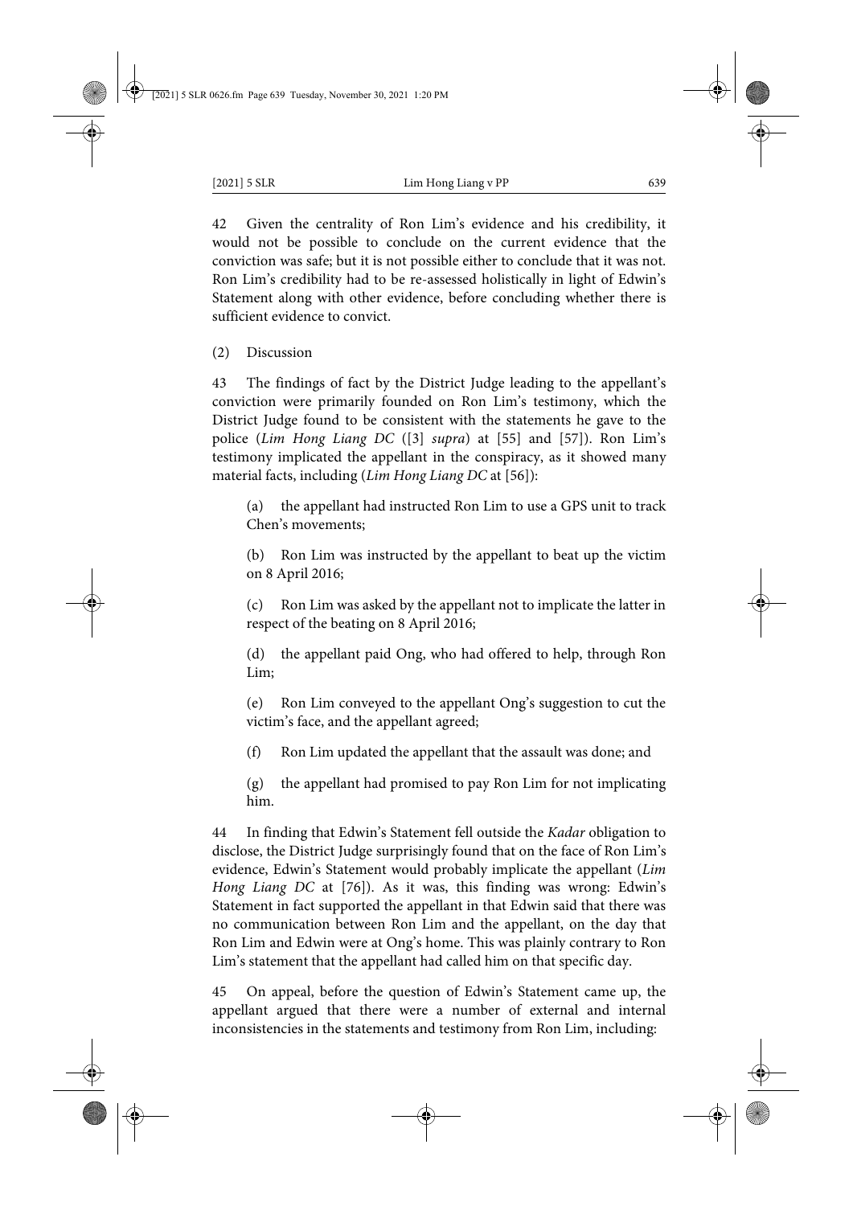42 Given the centrality of Ron Lim's evidence and his credibility, it would not be possible to conclude on the current evidence that the conviction was safe; but it is not possible either to conclude that it was not. Ron Lim's credibility had to be re-assessed holistically in light of Edwin's Statement along with other evidence, before concluding whether there is sufficient evidence to convict.

(2) Discussion

43 The findings of fact by the District Judge leading to the appellant's conviction were primarily founded on Ron Lim's testimony, which the District Judge found to be consistent with the statements he gave to the police (*Lim Hong Liang DC* ([3] *supra*) at [55] and [57]). Ron Lim's testimony implicated the appellant in the conspiracy, as it showed many material facts, including (*Lim Hong Liang DC* at [56]):

(a) the appellant had instructed Ron Lim to use a GPS unit to track Chen's movements;

(b) Ron Lim was instructed by the appellant to beat up the victim on 8 April 2016;

(c) Ron Lim was asked by the appellant not to implicate the latter in respect of the beating on 8 April 2016;

(d) the appellant paid Ong, who had offered to help, through Ron Lim;

(e) Ron Lim conveyed to the appellant Ong's suggestion to cut the victim's face, and the appellant agreed;

(f) Ron Lim updated the appellant that the assault was done; and

(g) the appellant had promised to pay Ron Lim for not implicating him.

44 In finding that Edwin's Statement fell outside the *Kadar* obligation to disclose, the District Judge surprisingly found that on the face of Ron Lim's evidence, Edwin's Statement would probably implicate the appellant (*Lim Hong Liang DC* at [76]). As it was, this finding was wrong: Edwin's Statement in fact supported the appellant in that Edwin said that there was no communication between Ron Lim and the appellant, on the day that Ron Lim and Edwin were at Ong's home. This was plainly contrary to Ron Lim's statement that the appellant had called him on that specific day.

45 On appeal, before the question of Edwin's Statement came up, the appellant argued that there were a number of external and internal inconsistencies in the statements and testimony from Ron Lim, including: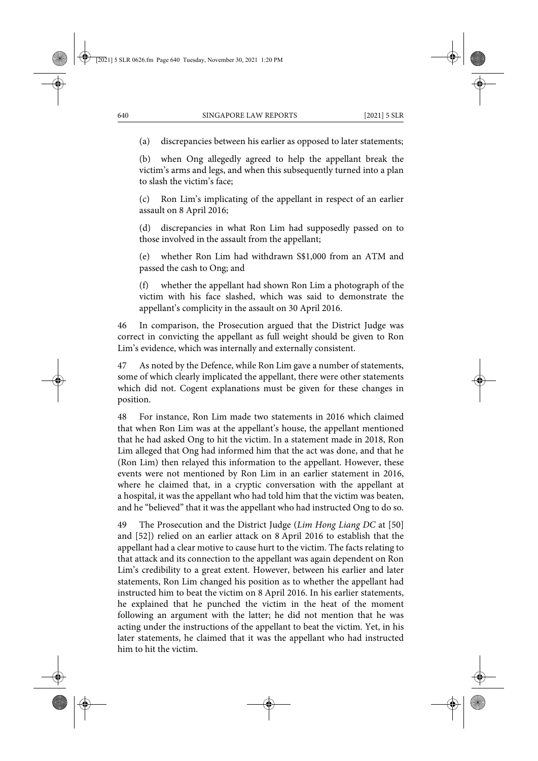(a) discrepancies between his earlier as opposed to later statements;

(b) when Ong allegedly agreed to help the appellant break the victim's arms and legs, and when this subsequently turned into a plan to slash the victim's face;

(c) Ron Lim's implicating of the appellant in respect of an earlier assault on 8 April 2016;

(d) discrepancies in what Ron Lim had supposedly passed on to those involved in the assault from the appellant;

(e) whether Ron Lim had withdrawn S$1,000 from an ATM and passed the cash to Ong; and

(f) whether the appellant had shown Ron Lim a photograph of the victim with his face slashed, which was said to demonstrate the appellant's complicity in the assault on 30 April 2016.

46 In comparison, the Prosecution argued that the District Judge was correct in convicting the appellant as full weight should be given to Ron Lim's evidence, which was internally and externally consistent.

47 As noted by the Defence, while Ron Lim gave a number of statements, some of which clearly implicated the appellant, there were other statements which did not. Cogent explanations must be given for these changes in position.

48 For instance, Ron Lim made two statements in 2016 which claimed that when Ron Lim was at the appellant's house, the appellant mentioned that he had asked Ong to hit the victim. In a statement made in 2018, Ron Lim alleged that Ong had informed him that the act was done, and that he (Ron Lim) then relayed this information to the appellant. However, these events were not mentioned by Ron Lim in an earlier statement in 2016, where he claimed that, in a cryptic conversation with the appellant at a hospital, it was the appellant who had told him that the victim was beaten, and he "believed" that it was the appellant who had instructed Ong to do so.

49 The Prosecution and the District Judge (*Lim Hong Liang DC* at [50] and [52]) relied on an earlier attack on 8 April 2016 to establish that the appellant had a clear motive to cause hurt to the victim. The facts relating to that attack and its connection to the appellant was again dependent on Ron Lim's credibility to a great extent. However, between his earlier and later statements, Ron Lim changed his position as to whether the appellant had instructed him to beat the victim on 8 April 2016. In his earlier statements, he explained that he punched the victim in the heat of the moment following an argument with the latter; he did not mention that he was acting under the instructions of the appellant to beat the victim. Yet, in his later statements, he claimed that it was the appellant who had instructed him to hit the victim.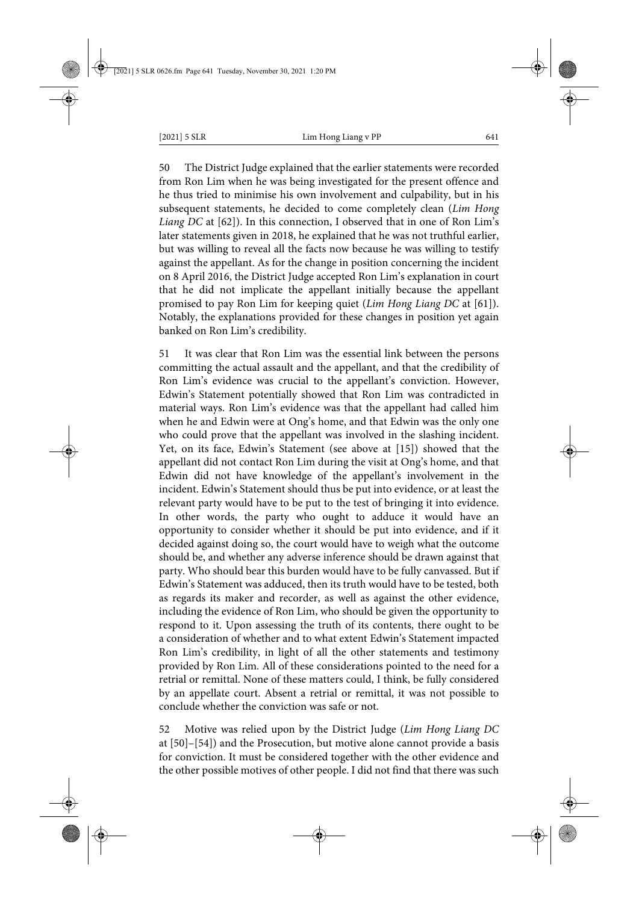50 The District Judge explained that the earlier statements were recorded from Ron Lim when he was being investigated for the present offence and he thus tried to minimise his own involvement and culpability, but in his subsequent statements, he decided to come completely clean (*Lim Hong Liang DC* at [62]). In this connection, I observed that in one of Ron Lim's later statements given in 2018, he explained that he was not truthful earlier, but was willing to reveal all the facts now because he was willing to testify against the appellant. As for the change in position concerning the incident on 8 April 2016, the District Judge accepted Ron Lim's explanation in court that he did not implicate the appellant initially because the appellant promised to pay Ron Lim for keeping quiet (*Lim Hong Liang DC* at [61]). Notably, the explanations provided for these changes in position yet again banked on Ron Lim's credibility.

51 It was clear that Ron Lim was the essential link between the persons committing the actual assault and the appellant, and that the credibility of Ron Lim's evidence was crucial to the appellant's conviction. However, Edwin's Statement potentially showed that Ron Lim was contradicted in material ways. Ron Lim's evidence was that the appellant had called him when he and Edwin were at Ong's home, and that Edwin was the only one who could prove that the appellant was involved in the slashing incident. Yet, on its face, Edwin's Statement (see above at [15]) showed that the appellant did not contact Ron Lim during the visit at Ong's home, and that Edwin did not have knowledge of the appellant's involvement in the incident. Edwin's Statement should thus be put into evidence, or at least the relevant party would have to be put to the test of bringing it into evidence. In other words, the party who ought to adduce it would have an opportunity to consider whether it should be put into evidence, and if it decided against doing so, the court would have to weigh what the outcome should be, and whether any adverse inference should be drawn against that party. Who should bear this burden would have to be fully canvassed. But if Edwin's Statement was adduced, then its truth would have to be tested, both as regards its maker and recorder, as well as against the other evidence, including the evidence of Ron Lim, who should be given the opportunity to respond to it. Upon assessing the truth of its contents, there ought to be a consideration of whether and to what extent Edwin's Statement impacted Ron Lim's credibility, in light of all the other statements and testimony provided by Ron Lim. All of these considerations pointed to the need for a retrial or remittal. None of these matters could, I think, be fully considered by an appellate court. Absent a retrial or remittal, it was not possible to conclude whether the conviction was safe or not.

52 Motive was relied upon by the District Judge (*Lim Hong Liang DC* at [50]–[54]) and the Prosecution, but motive alone cannot provide a basis for conviction. It must be considered together with the other evidence and the other possible motives of other people. I did not find that there was such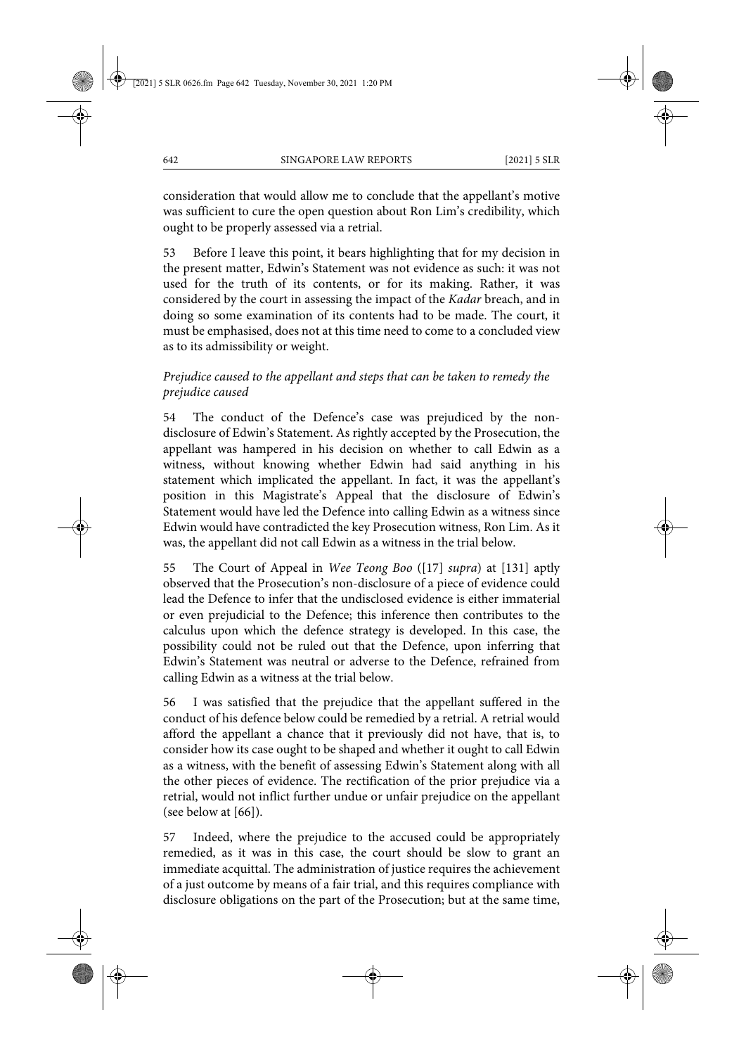consideration that would allow me to conclude that the appellant's motive was sufficient to cure the open question about Ron Lim's credibility, which ought to be properly assessed via a retrial.

53 Before I leave this point, it bears highlighting that for my decision in the present matter, Edwin's Statement was not evidence as such: it was not used for the truth of its contents, or for its making. Rather, it was considered by the court in assessing the impact of the *Kadar* breach, and in doing so some examination of its contents had to be made. The court, it must be emphasised, does not at this time need to come to a concluded view as to its admissibility or weight.

*Prejudice caused to the appellant and steps that can be taken to remedy the prejudice caused*

54 The conduct of the Defence's case was prejudiced by the non-disclosure of Edwin's Statement. As rightly accepted by the Prosecution, the appellant was hampered in his decision on whether to call Edwin as a witness, without knowing whether Edwin had said anything in his statement which implicated the appellant. In fact, it was the appellant's position in this Magistrate's Appeal that the disclosure of Edwin's Statement would have led the Defence into calling Edwin as a witness since Edwin would have contradicted the key Prosecution witness, Ron Lim. As it was, the appellant did not call Edwin as a witness in the trial below.

55 The Court of Appeal in *Wee Teong Boo* ([17] *supra*) at [131] aptly observed that the Prosecution's non-disclosure of a piece of evidence could lead the Defence to infer that the undisclosed evidence is either immaterial or even prejudicial to the Defence; this inference then contributes to the calculus upon which the defence strategy is developed. In this case, the possibility could not be ruled out that the Defence, upon inferring that Edwin's Statement was neutral or adverse to the Defence, refrained from calling Edwin as a witness at the trial below.

56 I was satisfied that the prejudice that the appellant suffered in the conduct of his defence below could be remedied by a retrial. A retrial would afford the appellant a chance that it previously did not have, that is, to consider how its case ought to be shaped and whether it ought to call Edwin as a witness, with the benefit of assessing Edwin's Statement along with all the other pieces of evidence. The rectification of the prior prejudice via a retrial, would not inflict further undue or unfair prejudice on the appellant (see below at [66]).

57 Indeed, where the prejudice to the accused could be appropriately remedied, as it was in this case, the court should be slow to grant an immediate acquittal. The administration of justice requires the achievement of a just outcome by means of a fair trial, and this requires compliance with disclosure obligations on the part of the Prosecution; but at the same time,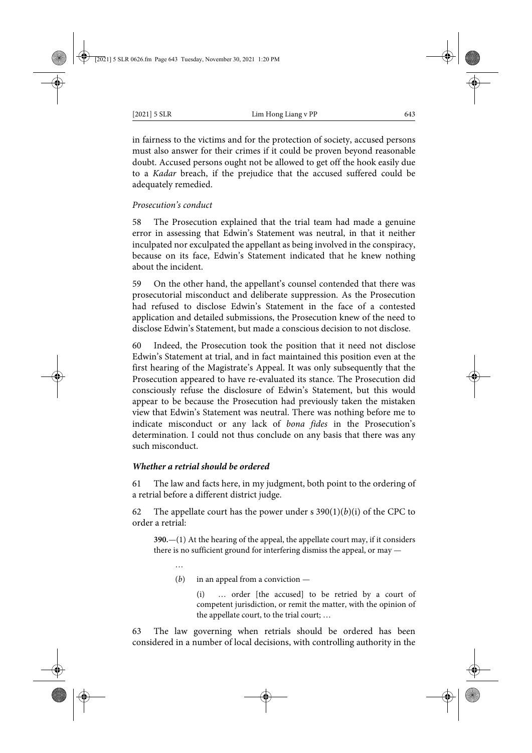in fairness to the victims and for the protection of society, accused persons must also answer for their crimes if it could be proven beyond reasonable doubt. Accused persons ought not be allowed to get off the hook easily due to a *Kadar* breach, if the prejudice that the accused suffered could be adequately remedied.

*Prosecution's conduct*

58 The Prosecution explained that the trial team had made a genuine error in assessing that Edwin's Statement was neutral, in that it neither inculpated nor exculpated the appellant as being involved in the conspiracy, because on its face, Edwin's Statement indicated that he knew nothing about the incident.

59 On the other hand, the appellant's counsel contended that there was prosecutorial misconduct and deliberate suppression. As the Prosecution had refused to disclose Edwin's Statement in the face of a contested application and detailed submissions, the Prosecution knew of the need to disclose Edwin's Statement, but made a conscious decision to not disclose.

60 Indeed, the Prosecution took the position that it need not disclose Edwin's Statement at trial, and in fact maintained this position even at the first hearing of the Magistrate's Appeal. It was only subsequently that the Prosecution appeared to have re-evaluated its stance. The Prosecution did consciously refuse the disclosure of Edwin's Statement, but this would appear to be because the Prosecution had previously taken the mistaken view that Edwin's Statement was neutral. There was nothing before me to indicate misconduct or any lack of *bona fides* in the Prosecution's determination. I could not thus conclude on any basis that there was any such misconduct.

***Whether a retrial should be ordered***

61 The law and facts here, in my judgment, both point to the ordering of a retrial before a different district judge.

62 The appellate court has the power under s 390(1)(*b*)(i) of the CPC to order a retrial:

> **390.**—(1) At the hearing of the appeal, the appellate court may, if it considers there is no sufficient ground for interfering dismiss the appeal, or may —
>
> …
>
> (*b*) in an appeal from a conviction —
>
> (i) … order [the accused] to be retried by a court of competent jurisdiction, or remit the matter, with the opinion of the appellate court, to the trial court; …

63 The law governing when retrials should be ordered has been considered in a number of local decisions, with controlling authority in the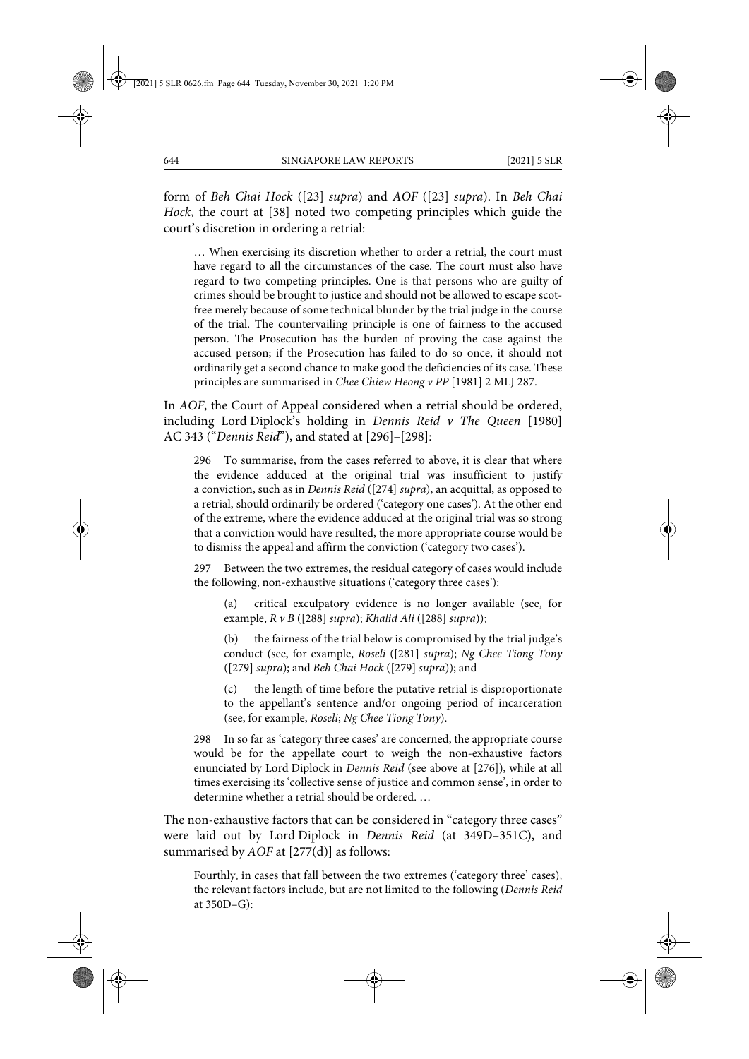form of *Beh Chai Hock* ([23] *supra*) and *AOF* ([23] *supra*). In *Beh Chai Hock*, the court at [38] noted two competing principles which guide the court's discretion in ordering a retrial:

> … When exercising its discretion whether to order a retrial, the court must have regard to all the circumstances of the case. The court must also have regard to two competing principles. One is that persons who are guilty of crimes should be brought to justice and should not be allowed to escape scot-free merely because of some technical blunder by the trial judge in the course of the trial. The countervailing principle is one of fairness to the accused person. The Prosecution has the burden of proving the case against the accused person; if the Prosecution has failed to do so once, it should not ordinarily get a second chance to make good the deficiencies of its case. These principles are summarised in *Chee Chiew Heong v PP* [1981] 2 MLJ 287.

In *AOF*, the Court of Appeal considered when a retrial should be ordered, including Lord Diplock's holding in *Dennis Reid v The Queen* [1980] AC 343 ("*Dennis Reid*"), and stated at [296]–[298]:

> 296 To summarise, from the cases referred to above, it is clear that where the evidence adduced at the original trial was insufficient to justify a conviction, such as in *Dennis Reid* ([274] *supra*), an acquittal, as opposed to a retrial, should ordinarily be ordered ('category one cases'). At the other end of the extreme, where the evidence adduced at the original trial was so strong that a conviction would have resulted, the more appropriate course would be to dismiss the appeal and affirm the conviction ('category two cases').
>
> 297 Between the two extremes, the residual category of cases would include the following, non-exhaustive situations ('category three cases'):
>
> > (a) critical exculpatory evidence is no longer available (see, for example, *R v B* ([288] *supra*); *Khalid Ali* ([288] *supra*));
> >
> > (b) the fairness of the trial below is compromised by the trial judge's conduct (see, for example, *Roseli* ([281] *supra*); *Ng Chee Tiong Tony* ([279] *supra*); and *Beh Chai Hock* ([279] *supra*)); and
> >
> > (c) the length of time before the putative retrial is disproportionate to the appellant's sentence and/or ongoing period of incarceration (see, for example, *Roseli*; *Ng Chee Tiong Tony*).
>
> 298 In so far as 'category three cases' are concerned, the appropriate course would be for the appellate court to weigh the non-exhaustive factors enunciated by Lord Diplock in *Dennis Reid* (see above at [276]), while at all times exercising its 'collective sense of justice and common sense', in order to determine whether a retrial should be ordered. …

The non-exhaustive factors that can be considered in "category three cases" were laid out by Lord Diplock in *Dennis Reid* (at 349D–351C), and summarised by *AOF* at [277(d)] as follows:

> Fourthly, in cases that fall between the two extremes ('category three' cases), the relevant factors include, but are not limited to the following (*Dennis Reid* at 350D–G):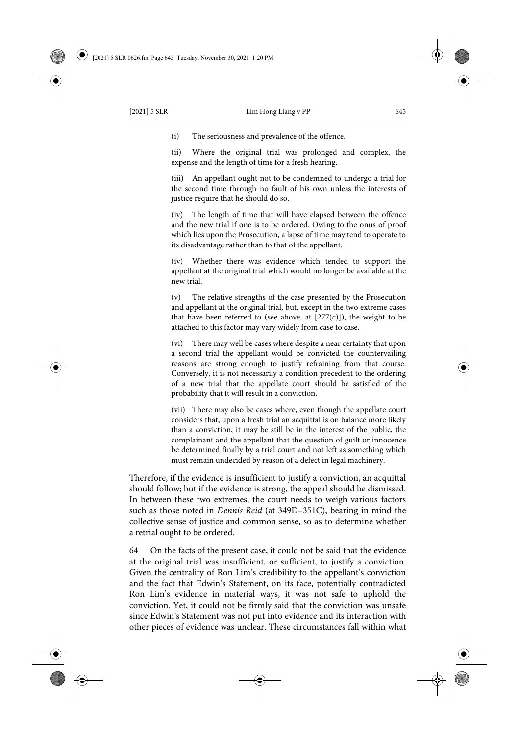(i) The seriousness and prevalence of the offence.

(ii) Where the original trial was prolonged and complex, the expense and the length of time for a fresh hearing.

(iii) An appellant ought not to be condemned to undergo a trial for the second time through no fault of his own unless the interests of justice require that he should do so.

(iv) The length of time that will have elapsed between the offence and the new trial if one is to be ordered. Owing to the onus of proof which lies upon the Prosecution, a lapse of time may tend to operate to its disadvantage rather than to that of the appellant.

(iv) Whether there was evidence which tended to support the appellant at the original trial which would no longer be available at the new trial.

(v) The relative strengths of the case presented by the Prosecution and appellant at the original trial, but, except in the two extreme cases that have been referred to (see above, at [277(c)]), the weight to be attached to this factor may vary widely from case to case.

(vi) There may well be cases where despite a near certainty that upon a second trial the appellant would be convicted the countervailing reasons are strong enough to justify refraining from that course. Conversely, it is not necessarily a condition precedent to the ordering of a new trial that the appellate court should be satisfied of the probability that it will result in a conviction.

(vii) There may also be cases where, even though the appellate court considers that, upon a fresh trial an acquittal is on balance more likely than a conviction, it may be still be in the interest of the public, the complainant and the appellant that the question of guilt or innocence be determined finally by a trial court and not left as something which must remain undecided by reason of a defect in legal machinery.

Therefore, if the evidence is insufficient to justify a conviction, an acquittal should follow; but if the evidence is strong, the appeal should be dismissed. In between these two extremes, the court needs to weigh various factors such as those noted in *Dennis Reid* (at 349D–351C), bearing in mind the collective sense of justice and common sense, so as to determine whether a retrial ought to be ordered.

64 On the facts of the present case, it could not be said that the evidence at the original trial was insufficient, or sufficient, to justify a conviction. Given the centrality of Ron Lim's credibility to the appellant's conviction and the fact that Edwin's Statement, on its face, potentially contradicted Ron Lim's evidence in material ways, it was not safe to uphold the conviction. Yet, it could not be firmly said that the conviction was unsafe since Edwin's Statement was not put into evidence and its interaction with other pieces of evidence was unclear. These circumstances fall within what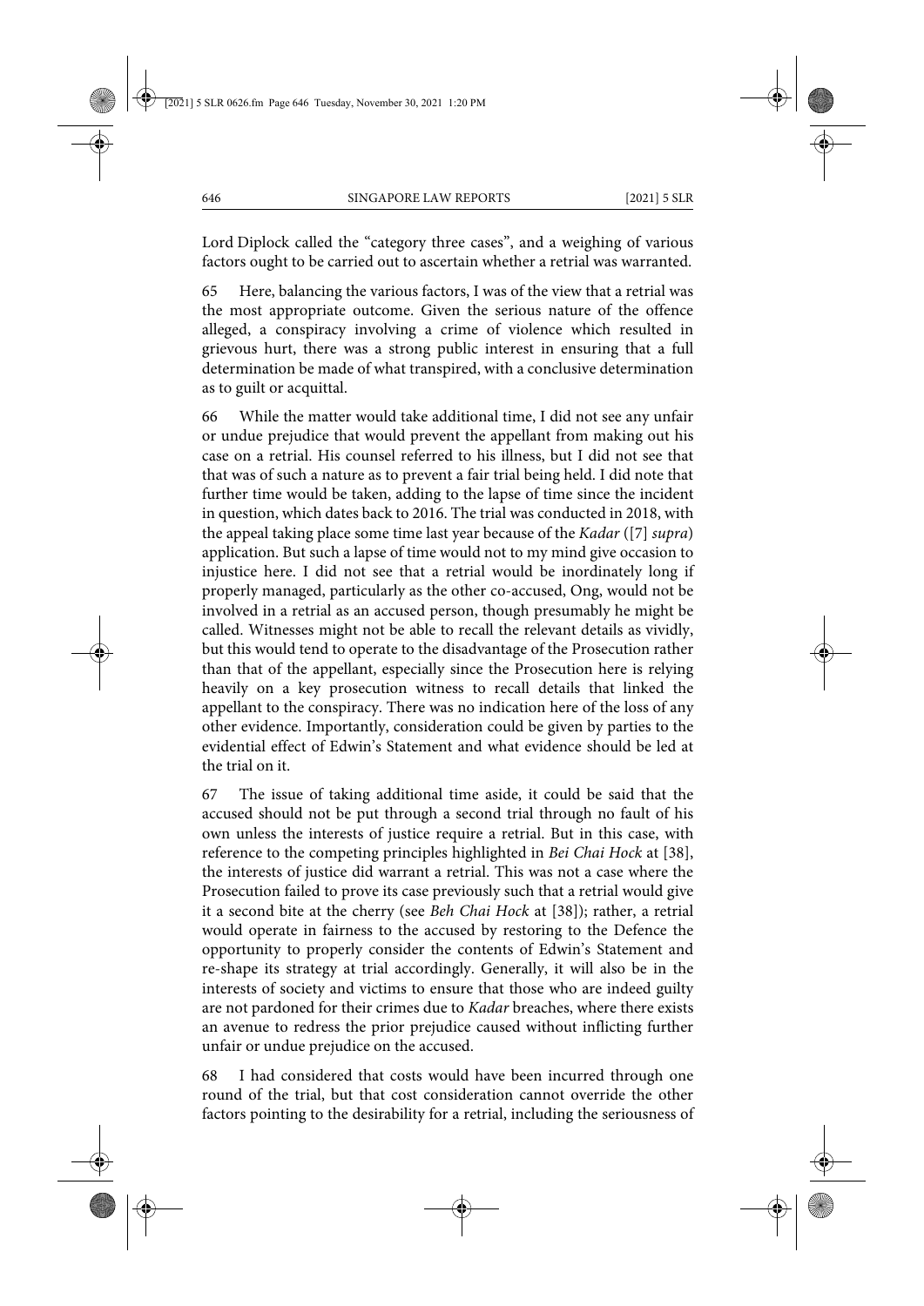Lord Diplock called the "category three cases", and a weighing of various factors ought to be carried out to ascertain whether a retrial was warranted.

65 Here, balancing the various factors, I was of the view that a retrial was the most appropriate outcome. Given the serious nature of the offence alleged, a conspiracy involving a crime of violence which resulted in grievous hurt, there was a strong public interest in ensuring that a full determination be made of what transpired, with a conclusive determination as to guilt or acquittal.

66 While the matter would take additional time, I did not see any unfair or undue prejudice that would prevent the appellant from making out his case on a retrial. His counsel referred to his illness, but I did not see that that was of such a nature as to prevent a fair trial being held. I did note that further time would be taken, adding to the lapse of time since the incident in question, which dates back to 2016. The trial was conducted in 2018, with the appeal taking place some time last year because of the *Kadar* ([7] *supra*) application. But such a lapse of time would not to my mind give occasion to injustice here. I did not see that a retrial would be inordinately long if properly managed, particularly as the other co-accused, Ong, would not be involved in a retrial as an accused person, though presumably he might be called. Witnesses might not be able to recall the relevant details as vividly, but this would tend to operate to the disadvantage of the Prosecution rather than that of the appellant, especially since the Prosecution here is relying heavily on a key prosecution witness to recall details that linked the appellant to the conspiracy. There was no indication here of the loss of any other evidence. Importantly, consideration could be given by parties to the evidential effect of Edwin's Statement and what evidence should be led at the trial on it.

67 The issue of taking additional time aside, it could be said that the accused should not be put through a second trial through no fault of his own unless the interests of justice require a retrial. But in this case, with reference to the competing principles highlighted in *Bei Chai Hock* at [38], the interests of justice did warrant a retrial. This was not a case where the Prosecution failed to prove its case previously such that a retrial would give it a second bite at the cherry (see *Beh Chai Hock* at [38]); rather, a retrial would operate in fairness to the accused by restoring to the Defence the opportunity to properly consider the contents of Edwin's Statement and re-shape its strategy at trial accordingly. Generally, it will also be in the interests of society and victims to ensure that those who are indeed guilty are not pardoned for their crimes due to *Kadar* breaches, where there exists an avenue to redress the prior prejudice caused without inflicting further unfair or undue prejudice on the accused.

68 I had considered that costs would have been incurred through one round of the trial, but that cost consideration cannot override the other factors pointing to the desirability for a retrial, including the seriousness of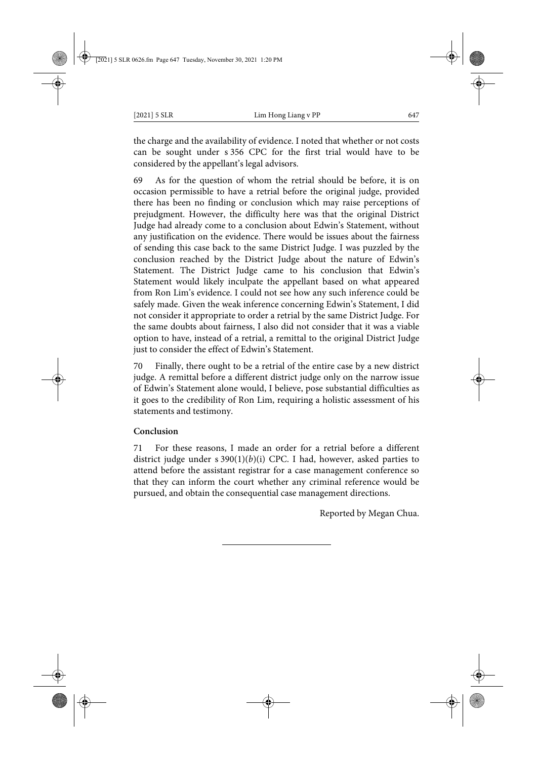the charge and the availability of evidence. I noted that whether or not costs can be sought under s 356 CPC for the first trial would have to be considered by the appellant's legal advisors.

69 As for the question of whom the retrial should be before, it is on occasion permissible to have a retrial before the original judge, provided there has been no finding or conclusion which may raise perceptions of prejudgment. However, the difficulty here was that the original District Judge had already come to a conclusion about Edwin's Statement, without any justification on the evidence. There would be issues about the fairness of sending this case back to the same District Judge. I was puzzled by the conclusion reached by the District Judge about the nature of Edwin's Statement. The District Judge came to his conclusion that Edwin's Statement would likely inculpate the appellant based on what appeared from Ron Lim's evidence. I could not see how any such inference could be safely made. Given the weak inference concerning Edwin's Statement, I did not consider it appropriate to order a retrial by the same District Judge. For the same doubts about fairness, I also did not consider that it was a viable option to have, instead of a retrial, a remittal to the original District Judge just to consider the effect of Edwin's Statement.

70 Finally, there ought to be a retrial of the entire case by a new district judge. A remittal before a different district judge only on the narrow issue of Edwin's Statement alone would, I believe, pose substantial difficulties as it goes to the credibility of Ron Lim, requiring a holistic assessment of his statements and testimony.

**Conclusion**

71 For these reasons, I made an order for a retrial before a different district judge under s 390(1)(*b*)(i) CPC. I had, however, asked parties to attend before the assistant registrar for a case management conference so that they can inform the court whether any criminal reference would be pursued, and obtain the consequential case management directions.

Reported by Megan Chua.